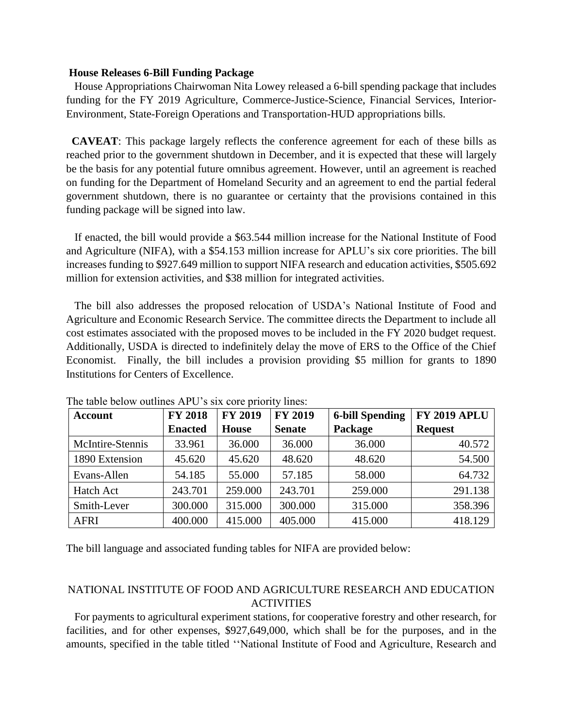**House Releases 6-Bill Funding Package**

House Appropriations Chairwoman Nita Lowey released a 6-bill spending package that includes funding for the FY 2019 Agriculture, Commerce-Justice-Science, Financial Services, Interior-Environment, State-Foreign Operations and Transportation-HUD appropriations bills.

**CAVEAT**: This package largely reflects the conference agreement for each of these bills as reached prior to the government shutdown in December, and it is expected that these will largely be the basis for any potential future omnibus agreement. However, until an agreement is reached on funding for the Department of Homeland Security and an agreement to end the partial federal government shutdown, there is no guarantee or certainty that the provisions contained in this funding package will be signed into law.

If enacted, the bill would provide a $63.544 million increase for the National Institute of Food and Agriculture (NIFA), with a $54.153 million increase for APLU's six core priorities. The bill increases funding to $927.649 million to support NIFA research and education activities, $505.692 million for extension activities, and $38 million for integrated activities.

The bill also addresses the proposed relocation of USDA's National Institute of Food and Agriculture and Economic Research Service. The committee directs the Department to include all cost estimates associated with the proposed moves to be included in the FY 2020 budget request. Additionally, USDA is directed to indefinitely delay the move of ERS to the Office of the Chief Economist. Finally, the bill includes a provision providing $5 million for grants to 1890 Institutions for Centers of Excellence.

The table below outlines APU's six core priority lines:

| Account | FY 2018 Enacted | FY 2019 House | FY 2019 Senate | 6-bill Spending Package | FY 2019 APLU Request |
|---|---|---|---|---|---|
| McIntire-Stennis | 33.961 | 36.000 | 36.000 | 36.000 | 40.572 |
| 1890 Extension | 45.620 | 45.620 | 48.620 | 48.620 | 54.500 |
| Evans-Allen | 54.185 | 55.000 | 57.185 | 58.000 | 64.732 |
| Hatch Act | 243.701 | 259.000 | 243.701 | 259.000 | 291.138 |
| Smith-Lever | 300.000 | 315.000 | 300.000 | 315.000 | 358.396 |
| AFRI | 400.000 | 415.000 | 405.000 | 415.000 | 418.129 |

The bill language and associated funding tables for NIFA are provided below:

## NATIONAL INSTITUTE OF FOOD AND AGRICULTURE RESEARCH AND EDUCATION ACTIVITIES

For payments to agricultural experiment stations, for cooperative forestry and other research, for facilities, and for other expenses, $927,649,000, which shall be for the purposes, and in the amounts, specified in the table titled ''National Institute of Food and Agriculture, Research and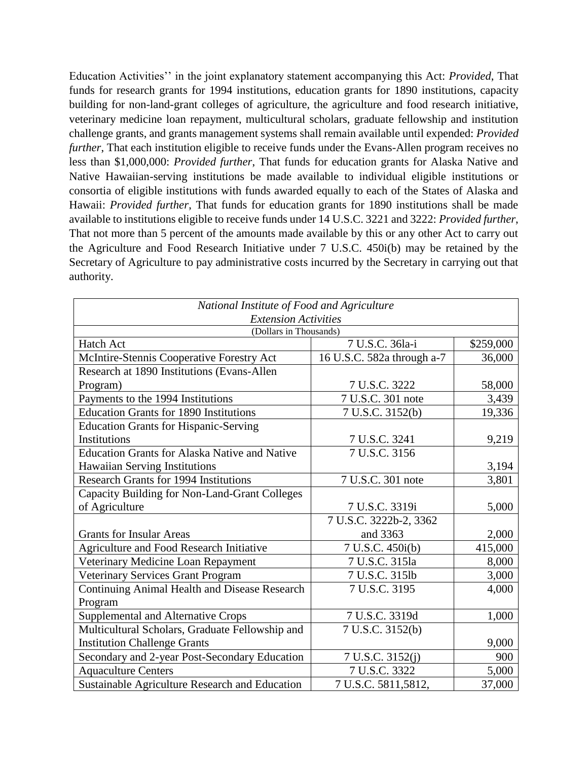Education Activities'' in the joint explanatory statement accompanying this Act: *Provided*, That funds for research grants for 1994 institutions, education grants for 1890 institutions, capacity building for non-land-grant colleges of agriculture, the agriculture and food research initiative, veterinary medicine loan repayment, multicultural scholars, graduate fellowship and institution challenge grants, and grants management systems shall remain available until expended: *Provided further*, That each institution eligible to receive funds under the Evans-Allen program receives no less than $1,000,000: *Provided further*, That funds for education grants for Alaska Native and Native Hawaiian-serving institutions be made available to individual eligible institutions or consortia of eligible institutions with funds awarded equally to each of the States of Alaska and Hawaii: *Provided further*, That funds for education grants for 1890 institutions shall be made available to institutions eligible to receive funds under 14 U.S.C. 3221 and 3222: *Provided further*, That not more than 5 percent of the amounts made available by this or any other Act to carry out the Agriculture and Food Research Initiative under 7 U.S.C. 450i(b) may be retained by the Secretary of Agriculture to pay administrative costs incurred by the Secretary in carrying out that authority.

| *National Institute of Food and Agriculture* *Extension Activities* (Dollars in Thousands) | | |
|---|---|---|
| Hatch Act | 7 U.S.C. 36la-i | $259,000 |
| McIntire-Stennis Cooperative Forestry Act | 16 U.S.C. 582a through a-7 | 36,000 |
| Research at 1890 Institutions (Evans-Allen Program) | 7 U.S.C. 3222 | 58,000 |
| Payments to the 1994 Institutions | 7 U.S.C. 301 note | 3,439 |
| Education Grants for 1890 Institutions | 7 U.S.C. 3152(b) | 19,336 |
| Education Grants for Hispanic-Serving Institutions | 7 U.S.C. 3241 | 9,219 |
| Education Grants for Alaska Native and Native Hawaiian Serving Institutions | 7 U.S.C. 3156 | 3,194 |
| Research Grants for 1994 Institutions | 7 U.S.C. 301 note | 3,801 |
| Capacity Building for Non-Land-Grant Colleges of Agriculture | 7 U.S.C. 3319i | 5,000 |
| Grants for Insular Areas | 7 U.S.C. 3222b-2, 3362 and 3363 | 2,000 |
| Agriculture and Food Research Initiative | 7 U.S.C. 450i(b) | 415,000 |
| Veterinary Medicine Loan Repayment | 7 U.S.C. 315la | 8,000 |
| Veterinary Services Grant Program | 7 U.S.C. 315lb | 3,000 |
| Continuing Animal Health and Disease Research Program | 7 U.S.C. 3195 | 4,000 |
| Supplemental and Alternative Crops | 7 U.S.C. 3319d | 1,000 |
| Multicultural Scholars, Graduate Fellowship and Institution Challenge Grants | 7 U.S.C. 3152(b) | 9,000 |
| Secondary and 2-year Post-Secondary Education | 7 U.S.C. 3152(j) | 900 |
| Aquaculture Centers | 7 U.S.C. 3322 | 5,000 |
| Sustainable Agriculture Research and Education | 7 U.S.C. 5811,5812, | 37,000 |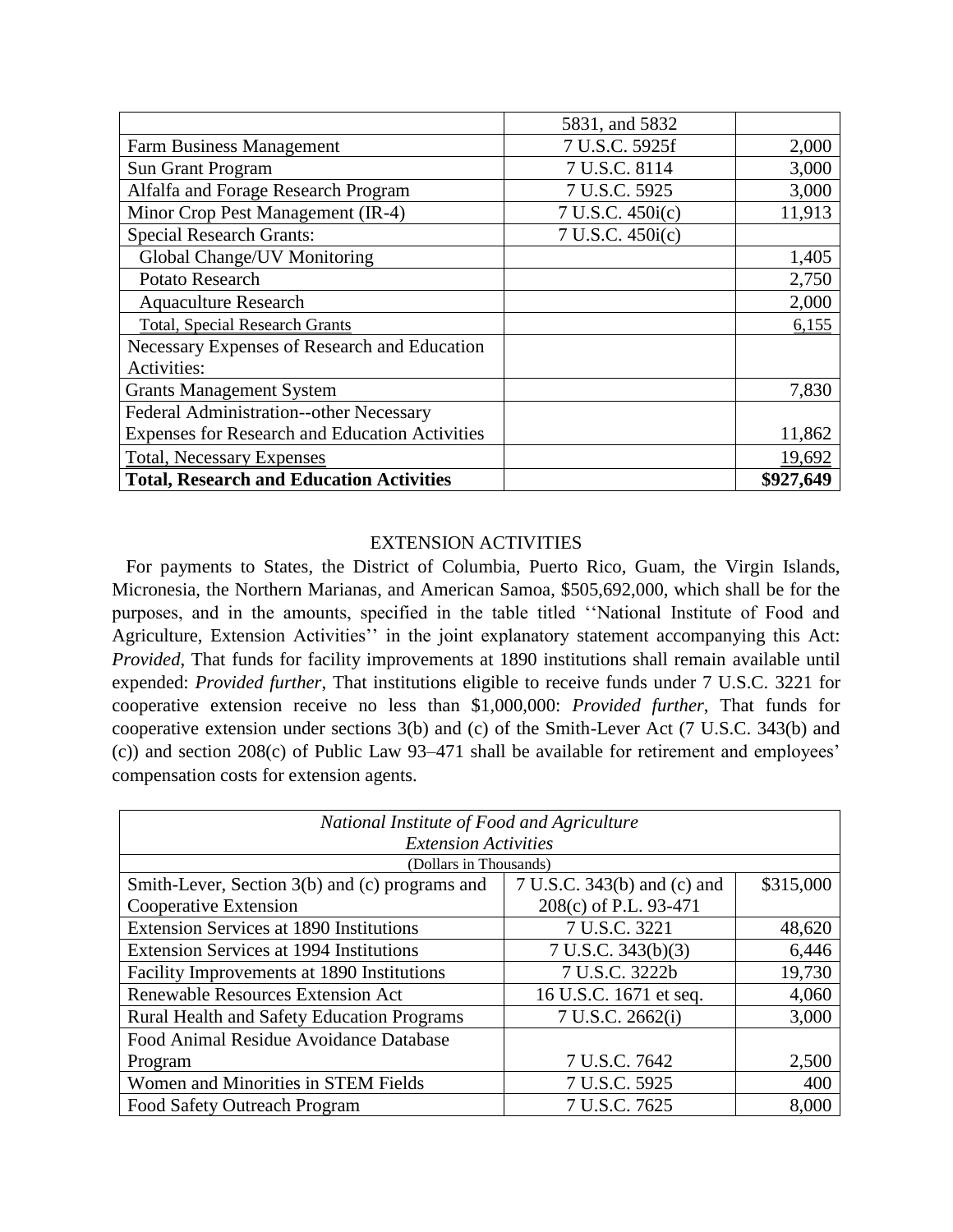| | | |
|---|---|---|
| | 5831, and 5832 | |
| Farm Business Management | 7 U.S.C. 5925f | 2,000 |
| Sun Grant Program | 7 U.S.C. 8114 | 3,000 |
| Alfalfa and Forage Research Program | 7 U.S.C. 5925 | 3,000 |
| Minor Crop Pest Management (IR-4) | 7 U.S.C. 450i(c) | 11,913 |
| Special Research Grants: | 7 U.S.C. 450i(c) | |
| Global Change/UV Monitoring | | 1,405 |
| Potato Research | | 2,750 |
| Aquaculture Research | | 2,000 |
| Total, Special Research Grants | | 6,155 |
| Necessary Expenses of Research and Education Activities: | | |
| Grants Management System | | 7,830 |
| Federal Administration--other Necessary Expenses for Research and Education Activities | | 11,862 |
| Total, Necessary Expenses | | 19,692 |
| **Total, Research and Education Activities** | | **$927,649** |

EXTENSION ACTIVITIES

For payments to States, the District of Columbia, Puerto Rico, Guam, the Virgin Islands, Micronesia, the Northern Marianas, and American Samoa, $505,692,000, which shall be for the purposes, and in the amounts, specified in the table titled ''National Institute of Food and Agriculture, Extension Activities'' in the joint explanatory statement accompanying this Act: *Provided*, That funds for facility improvements at 1890 institutions shall remain available until expended: *Provided further*, That institutions eligible to receive funds under 7 U.S.C. 3221 for cooperative extension receive no less than $1,000,000: *Provided further*, That funds for cooperative extension under sections 3(b) and (c) of the Smith-Lever Act (7 U.S.C. 343(b) and (c)) and section 208(c) of Public Law 93–471 shall be available for retirement and employees' compensation costs for extension agents.

| *National Institute of Food and Agriculture Extension Activities* | | |
|---|---|---|
| (Dollars in Thousands) | | |
| Smith-Lever, Section 3(b) and (c) programs and Cooperative Extension | 7 U.S.C. 343(b) and (c) and 208(c) of P.L. 93-471 | $315,000 |
| Extension Services at 1890 Institutions | 7 U.S.C. 3221 | 48,620 |
| Extension Services at 1994 Institutions | 7 U.S.C. 343(b)(3) | 6,446 |
| Facility Improvements at 1890 Institutions | 7 U.S.C. 3222b | 19,730 |
| Renewable Resources Extension Act | 16 U.S.C. 1671 et seq. | 4,060 |
| Rural Health and Safety Education Programs | 7 U.S.C. 2662(i) | 3,000 |
| Food Animal Residue Avoidance Database Program | 7 U.S.C. 7642 | 2,500 |
| Women and Minorities in STEM Fields | 7 U.S.C. 5925 | 400 |
| Food Safety Outreach Program | 7 U.S.C. 7625 | 8,000 |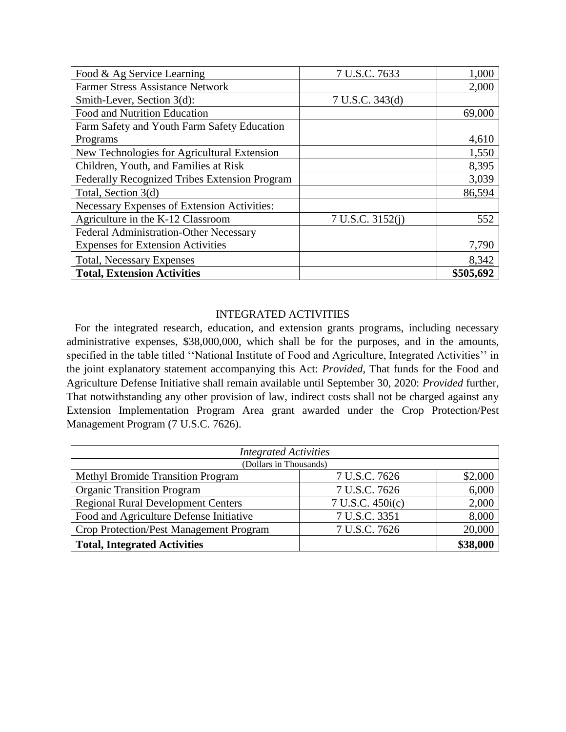| | | |
|---|---|---|
| Food & Ag Service Learning | 7 U.S.C. 7633 | 1,000 |
| Farmer Stress Assistance Network | | 2,000 |
| Smith-Lever, Section 3(d): | 7 U.S.C. 343(d) | |
| Food and Nutrition Education | | 69,000 |
| Farm Safety and Youth Farm Safety Education Programs | | 4,610 |
| New Technologies for Agricultural Extension | | 1,550 |
| Children, Youth, and Families at Risk | | 8,395 |
| Federally Recognized Tribes Extension Program | | 3,039 |
| Total, Section 3(d) | | 86,594 |
| Necessary Expenses of Extension Activities: | | |
| Agriculture in the K-12 Classroom | 7 U.S.C. 3152(j) | 552 |
| Federal Administration-Other Necessary Expenses for Extension Activities | | 7,790 |
| Total, Necessary Expenses | | 8,342 |
| **Total, Extension Activities** | | **$505,692** |

INTEGRATED ACTIVITIES

For the integrated research, education, and extension grants programs, including necessary administrative expenses, $38,000,000, which shall be for the purposes, and in the amounts, specified in the table titled ''National Institute of Food and Agriculture, Integrated Activities'' in the joint explanatory statement accompanying this Act: *Provided*, That funds for the Food and Agriculture Defense Initiative shall remain available until September 30, 2020: *Provided* further, That notwithstanding any other provision of law, indirect costs shall not be charged against any Extension Implementation Program Area grant awarded under the Crop Protection/Pest Management Program (7 U.S.C. 7626).

| *Integrated Activities* | | |
|---|---|---|
| (Dollars in Thousands) | | |
| Methyl Bromide Transition Program | 7 U.S.C. 7626 | $2,000 |
| Organic Transition Program | 7 U.S.C. 7626 | 6,000 |
| Regional Rural Development Centers | 7 U.S.C. 450i(c) | 2,000 |
| Food and Agriculture Defense Initiative | 7 U.S.C. 3351 | 8,000 |
| Crop Protection/Pest Management Program | 7 U.S.C. 7626 | 20,000 |
| **Total, Integrated Activities** | | **$38,000** |